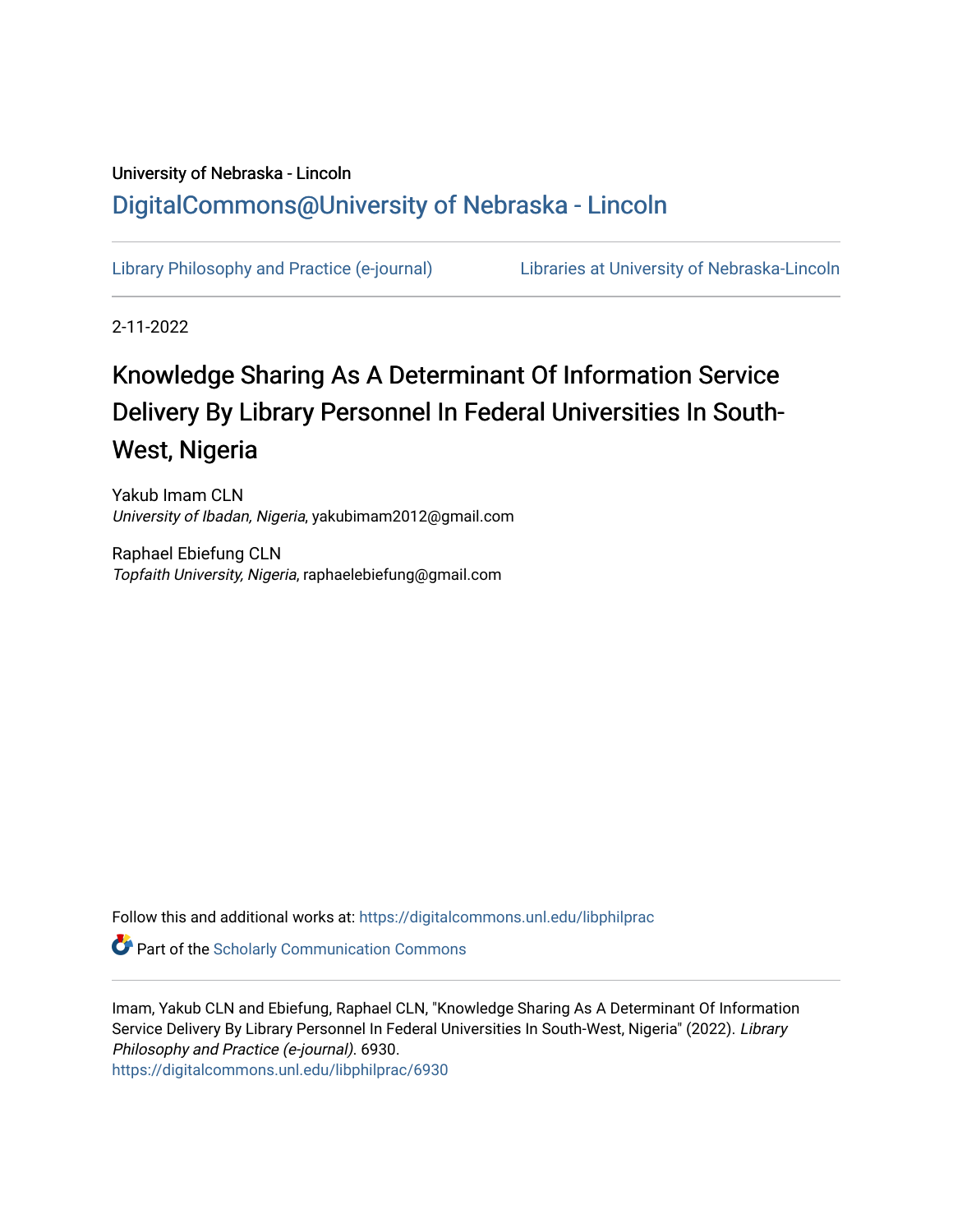University of Nebraska - Lincoln

## DigitalCommons@University of Nebraska - Lincoln

Library Philosophy and Practice (e-journal) | Libraries at University of Nebraska-Lincoln

2-11-2022

# Knowledge Sharing As A Determinant Of Information Service Delivery By Library Personnel In Federal Universities In South-West, Nigeria

Yakub Imam CLN
*University of Ibadan, Nigeria*, yakubimam2012@gmail.com

Raphael Ebiefung CLN
*Topfaith University, Nigeria*, raphaelebiefung@gmail.com

Follow this and additional works at: https://digitalcommons.unl.edu/libphilprac

Part of the Scholarly Communication Commons

Imam, Yakub CLN and Ebiefung, Raphael CLN, "Knowledge Sharing As A Determinant Of Information Service Delivery By Library Personnel In Federal Universities In South-West, Nigeria" (2022). *Library Philosophy and Practice (e-journal)*. 6930.
https://digitalcommons.unl.edu/libphilprac/6930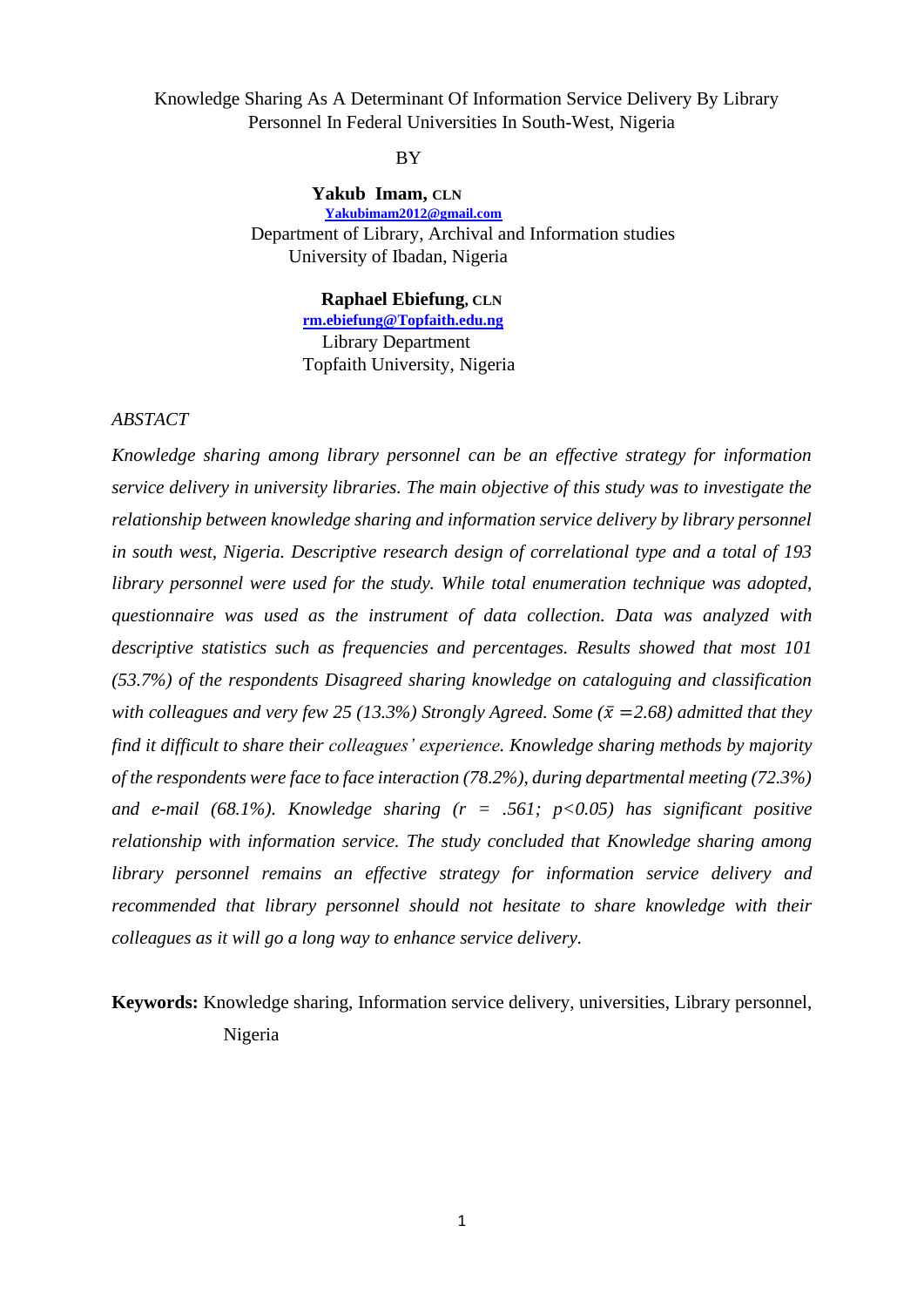Knowledge Sharing As A Determinant Of Information Service Delivery By Library Personnel In Federal Universities In South-West, Nigeria

BY

**Yakub Imam, CLN**
Yakubimam2012@gmail.com
Department of Library, Archival and Information studies
University of Ibadan, Nigeria

**Raphael Ebiefung, CLN**
rm.ebiefung@Topfaith.edu.ng
Library Department
Topfaith University, Nigeria

*ABSTACT*

*Knowledge sharing among library personnel can be an effective strategy for information service delivery in university libraries. The main objective of this study was to investigate the relationship between knowledge sharing and information service delivery by library personnel in south west, Nigeria. Descriptive research design of correlational type and a total of 193 library personnel were used for the study. While total enumeration technique was adopted, questionnaire was used as the instrument of data collection. Data was analyzed with descriptive statistics such as frequencies and percentages. Results showed that most 101 (53.7%) of the respondents Disagreed sharing knowledge on cataloguing and classification with colleagues and very few 25 (13.3%) Strongly Agreed. Some ($\bar{x}$ =2.68) admitted that they find it difficult to share their colleagues' experience. Knowledge sharing methods by majority of the respondents were face to face interaction (78.2%), during departmental meeting (72.3%) and e-mail (68.1%). Knowledge sharing (r = .561; $p<0.05$) has significant positive relationship with information service. The study concluded that Knowledge sharing among library personnel remains an effective strategy for information service delivery and recommended that library personnel should not hesitate to share knowledge with their colleagues as it will go a long way to enhance service delivery.*

**Keywords:** Knowledge sharing, Information service delivery, universities, Library personnel, Nigeria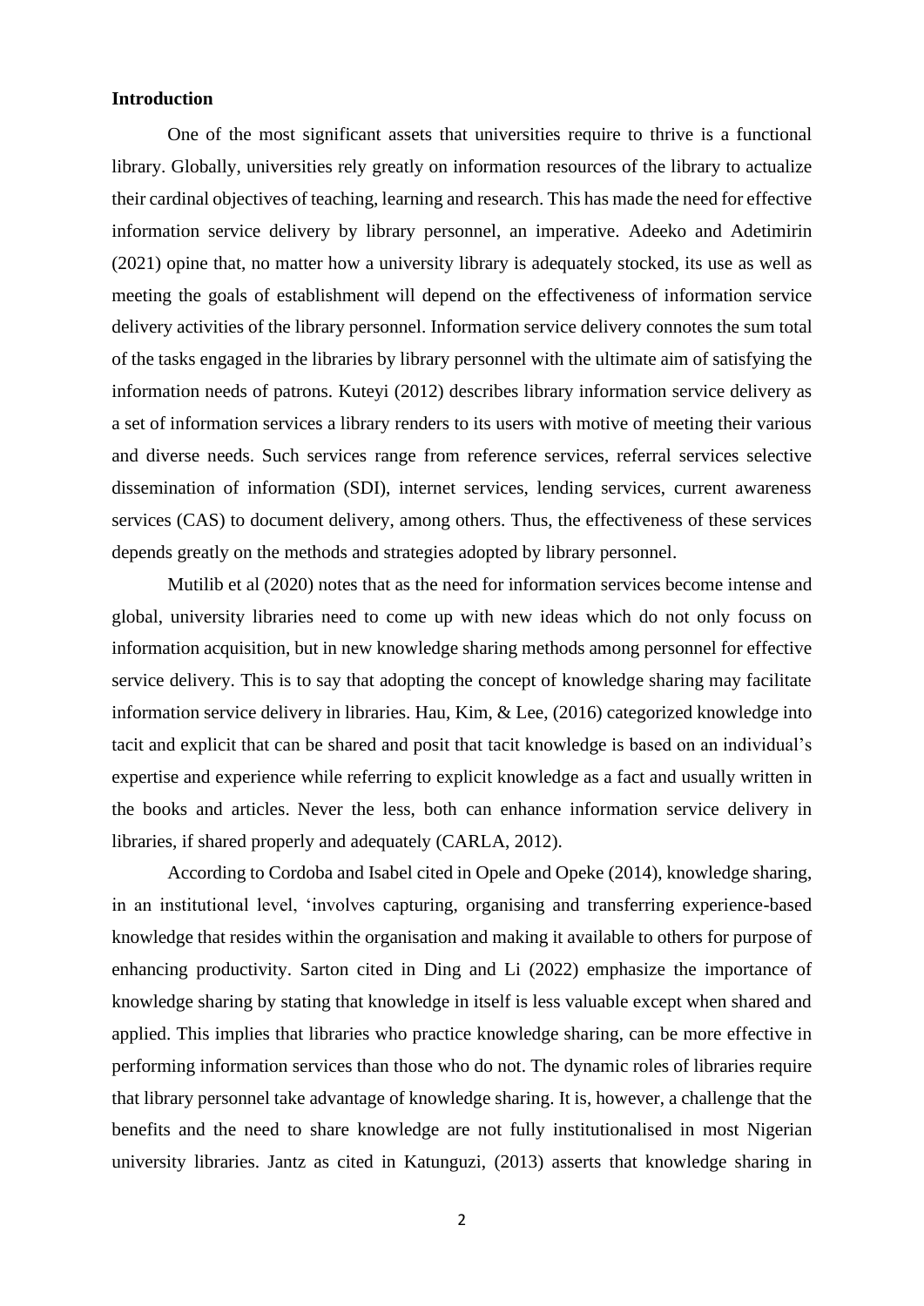**Introduction**

One of the most significant assets that universities require to thrive is a functional library. Globally, universities rely greatly on information resources of the library to actualize their cardinal objectives of teaching, learning and research. This has made the need for effective information service delivery by library personnel, an imperative. Adeeko and Adetimirin (2021) opine that, no matter how a university library is adequately stocked, its use as well as meeting the goals of establishment will depend on the effectiveness of information service delivery activities of the library personnel. Information service delivery connotes the sum total of the tasks engaged in the libraries by library personnel with the ultimate aim of satisfying the information needs of patrons. Kuteyi (2012) describes library information service delivery as a set of information services a library renders to its users with motive of meeting their various and diverse needs. Such services range from reference services, referral services selective dissemination of information (SDI), internet services, lending services, current awareness services (CAS) to document delivery, among others. Thus, the effectiveness of these services depends greatly on the methods and strategies adopted by library personnel.

Mutilib et al (2020) notes that as the need for information services become intense and global, university libraries need to come up with new ideas which do not only focuss on information acquisition, but in new knowledge sharing methods among personnel for effective service delivery. This is to say that adopting the concept of knowledge sharing may facilitate information service delivery in libraries. Hau, Kim, & Lee, (2016) categorized knowledge into tacit and explicit that can be shared and posit that tacit knowledge is based on an individual's expertise and experience while referring to explicit knowledge as a fact and usually written in the books and articles. Never the less, both can enhance information service delivery in libraries, if shared properly and adequately (CARLA, 2012).

According to Cordoba and Isabel cited in Opele and Opeke (2014), knowledge sharing, in an institutional level, 'involves capturing, organising and transferring experience-based knowledge that resides within the organisation and making it available to others for purpose of enhancing productivity. Sarton cited in Ding and Li (2022) emphasize the importance of knowledge sharing by stating that knowledge in itself is less valuable except when shared and applied. This implies that libraries who practice knowledge sharing, can be more effective in performing information services than those who do not. The dynamic roles of libraries require that library personnel take advantage of knowledge sharing. It is, however, a challenge that the benefits and the need to share knowledge are not fully institutionalised in most Nigerian university libraries. Jantz as cited in Katunguzi, (2013) asserts that knowledge sharing in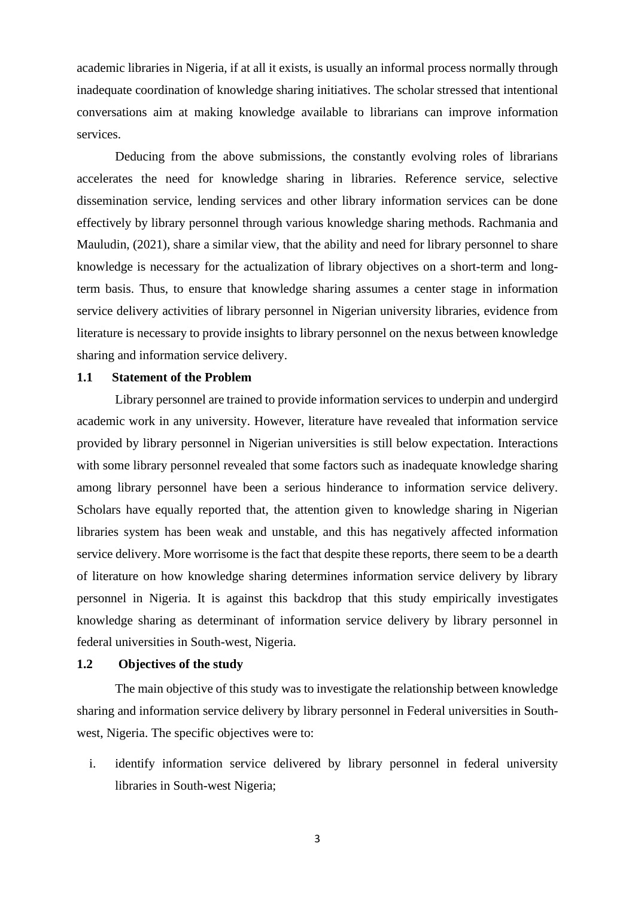academic libraries in Nigeria, if at all it exists, is usually an informal process normally through inadequate coordination of knowledge sharing initiatives. The scholar stressed that intentional conversations aim at making knowledge available to librarians can improve information services.

Deducing from the above submissions, the constantly evolving roles of librarians accelerates the need for knowledge sharing in libraries. Reference service, selective dissemination service, lending services and other library information services can be done effectively by library personnel through various knowledge sharing methods. Rachmania and Mauludin, (2021), share a similar view, that the ability and need for library personnel to share knowledge is necessary for the actualization of library objectives on a short-term and long-term basis. Thus, to ensure that knowledge sharing assumes a center stage in information service delivery activities of library personnel in Nigerian university libraries, evidence from literature is necessary to provide insights to library personnel on the nexus between knowledge sharing and information service delivery.

## 1.1 Statement of the Problem

Library personnel are trained to provide information services to underpin and undergird academic work in any university. However, literature have revealed that information service provided by library personnel in Nigerian universities is still below expectation. Interactions with some library personnel revealed that some factors such as inadequate knowledge sharing among library personnel have been a serious hinderance to information service delivery. Scholars have equally reported that, the attention given to knowledge sharing in Nigerian libraries system has been weak and unstable, and this has negatively affected information service delivery. More worrisome is the fact that despite these reports, there seem to be a dearth of literature on how knowledge sharing determines information service delivery by library personnel in Nigeria. It is against this backdrop that this study empirically investigates knowledge sharing as determinant of information service delivery by library personnel in federal universities in South-west, Nigeria.

## 1.2 Objectives of the study

The main objective of this study was to investigate the relationship between knowledge sharing and information service delivery by library personnel in Federal universities in South-west, Nigeria. The specific objectives were to:

i. identify information service delivered by library personnel in federal university libraries in South-west Nigeria;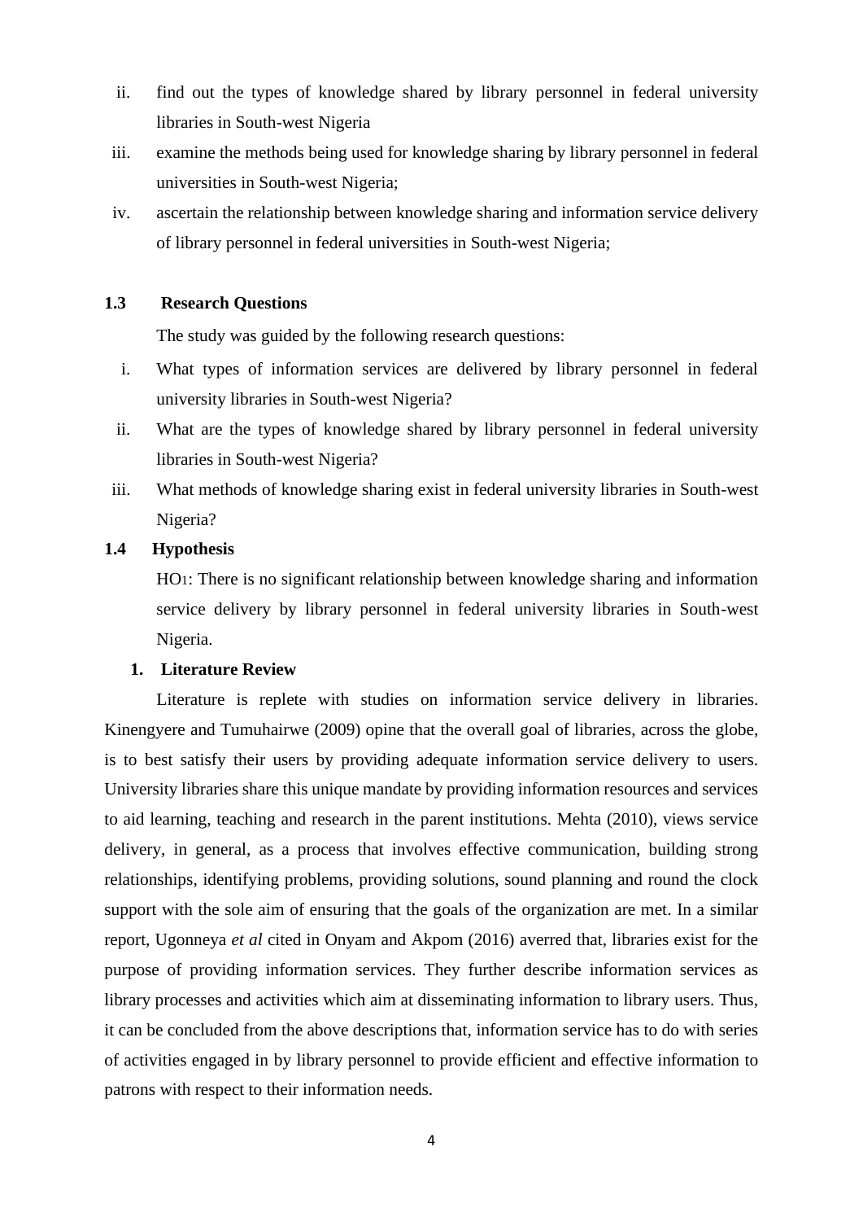ii. find out the types of knowledge shared by library personnel in federal university libraries in South-west Nigeria

iii. examine the methods being used for knowledge sharing by library personnel in federal universities in South-west Nigeria;

iv. ascertain the relationship between knowledge sharing and information service delivery of library personnel in federal universities in South-west Nigeria;

### 1.3 Research Questions

The study was guided by the following research questions:

i. What types of information services are delivered by library personnel in federal university libraries in South-west Nigeria?

ii. What are the types of knowledge shared by library personnel in federal university libraries in South-west Nigeria?

iii. What methods of knowledge sharing exist in federal university libraries in South-west Nigeria?

### 1.4 Hypothesis

$HO_1$: There is no significant relationship between knowledge sharing and information service delivery by library personnel in federal university libraries in South-west Nigeria.

## 1. Literature Review

Literature is replete with studies on information service delivery in libraries. Kinengyere and Tumuhairwe (2009) opine that the overall goal of libraries, across the globe, is to best satisfy their users by providing adequate information service delivery to users. University libraries share this unique mandate by providing information resources and services to aid learning, teaching and research in the parent institutions. Mehta (2010), views service delivery, in general, as a process that involves effective communication, building strong relationships, identifying problems, providing solutions, sound planning and round the clock support with the sole aim of ensuring that the goals of the organization are met. In a similar report, Ugonneya *et al* cited in Onyam and Akpom (2016) averred that, libraries exist for the purpose of providing information services. They further describe information services as library processes and activities which aim at disseminating information to library users. Thus, it can be concluded from the above descriptions that, information service has to do with series of activities engaged in by library personnel to provide efficient and effective information to patrons with respect to their information needs.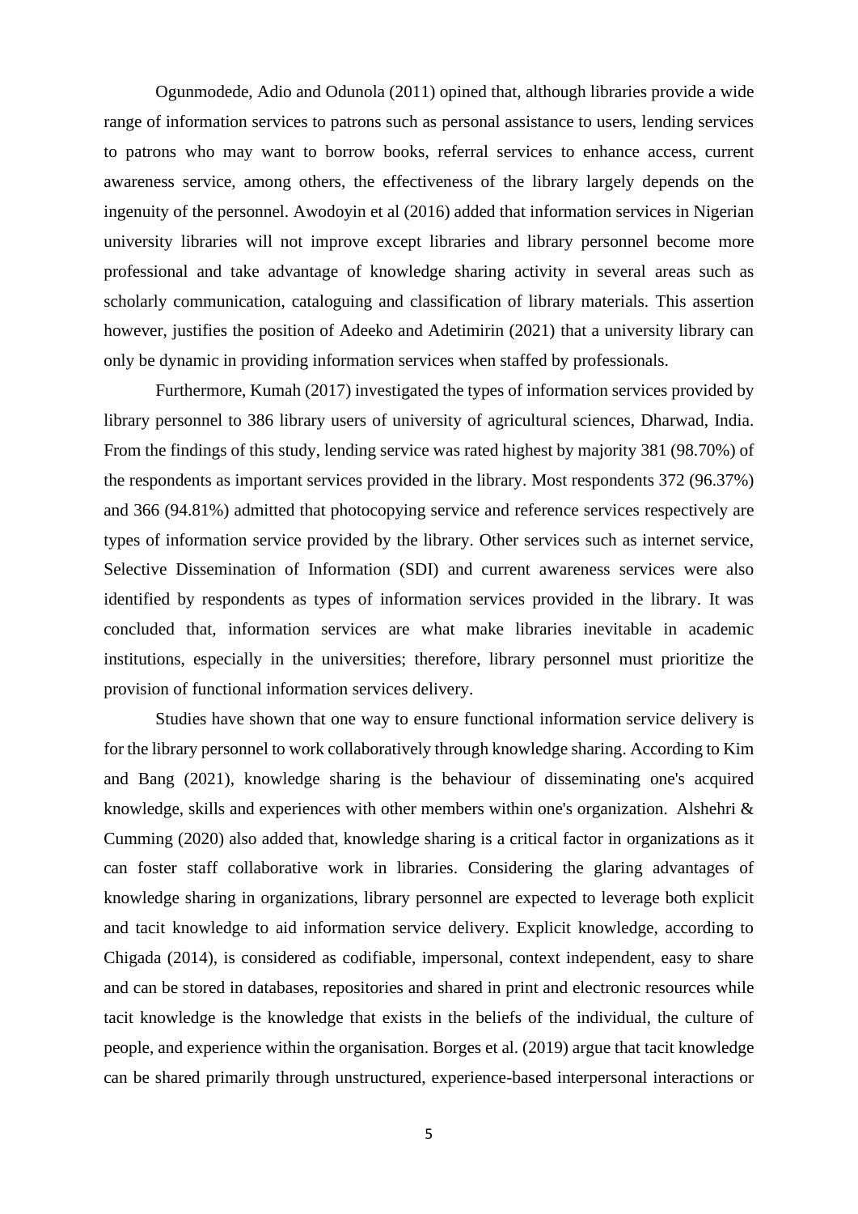Ogunmodede, Adio and Odunola (2011) opined that, although libraries provide a wide range of information services to patrons such as personal assistance to users, lending services to patrons who may want to borrow books, referral services to enhance access, current awareness service, among others, the effectiveness of the library largely depends on the ingenuity of the personnel. Awodoyin et al (2016) added that information services in Nigerian university libraries will not improve except libraries and library personnel become more professional and take advantage of knowledge sharing activity in several areas such as scholarly communication, cataloguing and classification of library materials. This assertion however, justifies the position of Adeeko and Adetimirin (2021) that a university library can only be dynamic in providing information services when staffed by professionals.

Furthermore, Kumah (2017) investigated the types of information services provided by library personnel to 386 library users of university of agricultural sciences, Dharwad, India. From the findings of this study, lending service was rated highest by majority 381 (98.70%) of the respondents as important services provided in the library. Most respondents 372 (96.37%) and 366 (94.81%) admitted that photocopying service and reference services respectively are types of information service provided by the library. Other services such as internet service, Selective Dissemination of Information (SDI) and current awareness services were also identified by respondents as types of information services provided in the library. It was concluded that, information services are what make libraries inevitable in academic institutions, especially in the universities; therefore, library personnel must prioritize the provision of functional information services delivery.

Studies have shown that one way to ensure functional information service delivery is for the library personnel to work collaboratively through knowledge sharing. According to Kim and Bang (2021), knowledge sharing is the behaviour of disseminating one's acquired knowledge, skills and experiences with other members within one's organization. Alshehri & Cumming (2020) also added that, knowledge sharing is a critical factor in organizations as it can foster staff collaborative work in libraries. Considering the glaring advantages of knowledge sharing in organizations, library personnel are expected to leverage both explicit and tacit knowledge to aid information service delivery. Explicit knowledge, according to Chigada (2014), is considered as codifiable, impersonal, context independent, easy to share and can be stored in databases, repositories and shared in print and electronic resources while tacit knowledge is the knowledge that exists in the beliefs of the individual, the culture of people, and experience within the organisation. Borges et al. (2019) argue that tacit knowledge can be shared primarily through unstructured, experience-based interpersonal interactions or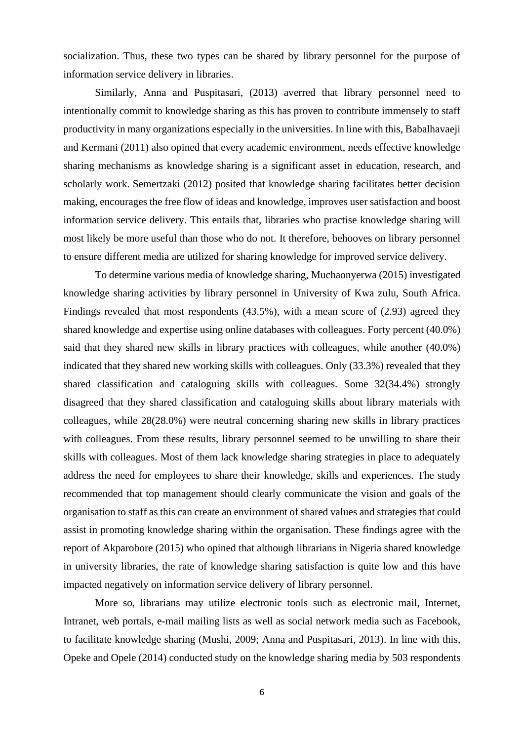socialization. Thus, these two types can be shared by library personnel for the purpose of information service delivery in libraries.

Similarly, Anna and Puspitasari, (2013) averred that library personnel need to intentionally commit to knowledge sharing as this has proven to contribute immensely to staff productivity in many organizations especially in the universities. In line with this, Babalhavaeji and Kermani (2011) also opined that every academic environment, needs effective knowledge sharing mechanisms as knowledge sharing is a significant asset in education, research, and scholarly work. Semertzaki (2012) posited that knowledge sharing facilitates better decision making, encourages the free flow of ideas and knowledge, improves user satisfaction and boost information service delivery. This entails that, libraries who practise knowledge sharing will most likely be more useful than those who do not. It therefore, behooves on library personnel to ensure different media are utilized for sharing knowledge for improved service delivery.

To determine various media of knowledge sharing, Muchaonyerwa (2015) investigated knowledge sharing activities by library personnel in University of Kwa zulu, South Africa. Findings revealed that most respondents (43.5%), with a mean score of (2.93) agreed they shared knowledge and expertise using online databases with colleagues. Forty percent (40.0%) said that they shared new skills in library practices with colleagues, while another (40.0%) indicated that they shared new working skills with colleagues. Only (33.3%) revealed that they shared classification and cataloguing skills with colleagues. Some 32(34.4%) strongly disagreed that they shared classification and cataloguing skills about library materials with colleagues, while 28(28.0%) were neutral concerning sharing new skills in library practices with colleagues. From these results, library personnel seemed to be unwilling to share their skills with colleagues. Most of them lack knowledge sharing strategies in place to adequately address the need for employees to share their knowledge, skills and experiences. The study recommended that top management should clearly communicate the vision and goals of the organisation to staff as this can create an environment of shared values and strategies that could assist in promoting knowledge sharing within the organisation. These findings agree with the report of Akparobore (2015) who opined that although librarians in Nigeria shared knowledge in university libraries, the rate of knowledge sharing satisfaction is quite low and this have impacted negatively on information service delivery of library personnel.

More so, librarians may utilize electronic tools such as electronic mail, Internet, Intranet, web portals, e-mail mailing lists as well as social network media such as Facebook, to facilitate knowledge sharing (Mushi, 2009; Anna and Puspitasari, 2013). In line with this, Opeke and Opele (2014) conducted study on the knowledge sharing media by 503 respondents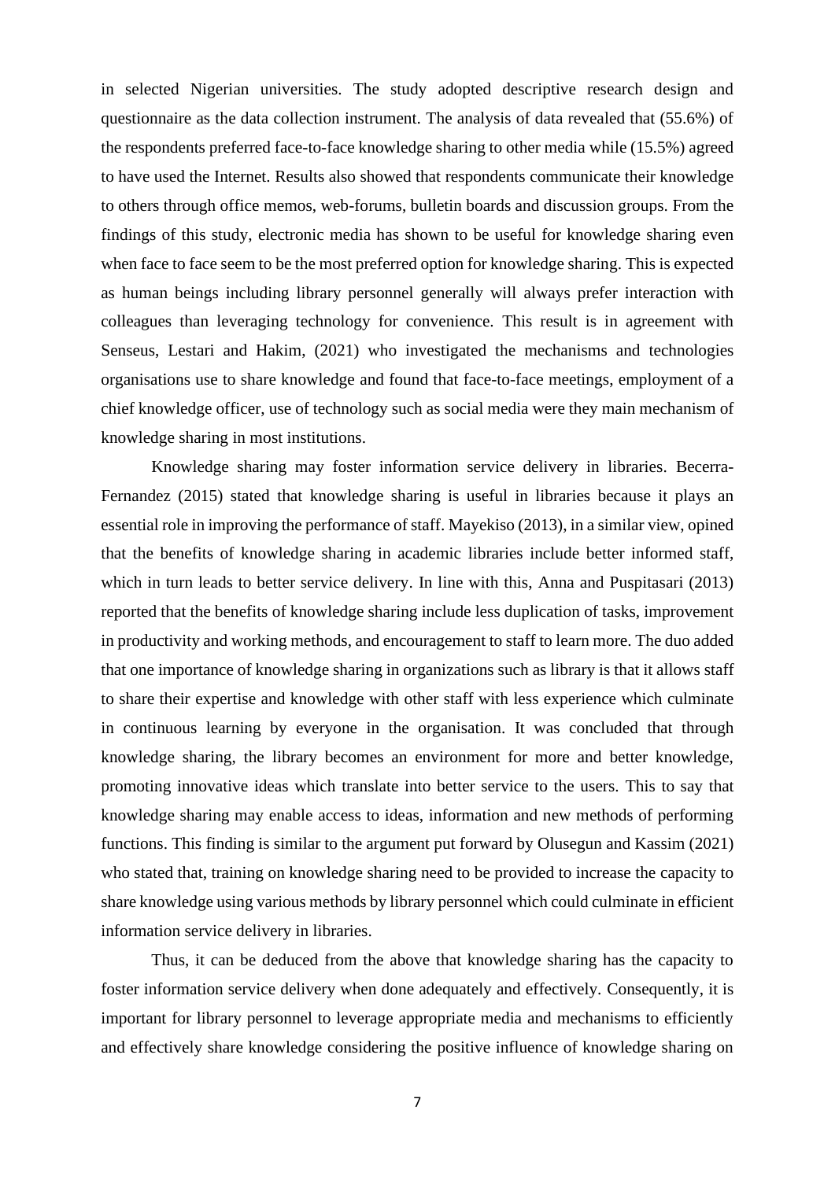in selected Nigerian universities. The study adopted descriptive research design and questionnaire as the data collection instrument. The analysis of data revealed that (55.6%) of the respondents preferred face-to-face knowledge sharing to other media while (15.5%) agreed to have used the Internet. Results also showed that respondents communicate their knowledge to others through office memos, web-forums, bulletin boards and discussion groups. From the findings of this study, electronic media has shown to be useful for knowledge sharing even when face to face seem to be the most preferred option for knowledge sharing. This is expected as human beings including library personnel generally will always prefer interaction with colleagues than leveraging technology for convenience. This result is in agreement with Senseus, Lestari and Hakim, (2021) who investigated the mechanisms and technologies organisations use to share knowledge and found that face-to-face meetings, employment of a chief knowledge officer, use of technology such as social media were they main mechanism of knowledge sharing in most institutions.

Knowledge sharing may foster information service delivery in libraries. Becerra-Fernandez (2015) stated that knowledge sharing is useful in libraries because it plays an essential role in improving the performance of staff. Mayekiso (2013), in a similar view, opined that the benefits of knowledge sharing in academic libraries include better informed staff, which in turn leads to better service delivery. In line with this, Anna and Puspitasari (2013) reported that the benefits of knowledge sharing include less duplication of tasks, improvement in productivity and working methods, and encouragement to staff to learn more. The duo added that one importance of knowledge sharing in organizations such as library is that it allows staff to share their expertise and knowledge with other staff with less experience which culminate in continuous learning by everyone in the organisation. It was concluded that through knowledge sharing, the library becomes an environment for more and better knowledge, promoting innovative ideas which translate into better service to the users. This to say that knowledge sharing may enable access to ideas, information and new methods of performing functions. This finding is similar to the argument put forward by Olusegun and Kassim (2021) who stated that, training on knowledge sharing need to be provided to increase the capacity to share knowledge using various methods by library personnel which could culminate in efficient information service delivery in libraries.

Thus, it can be deduced from the above that knowledge sharing has the capacity to foster information service delivery when done adequately and effectively. Consequently, it is important for library personnel to leverage appropriate media and mechanisms to efficiently and effectively share knowledge considering the positive influence of knowledge sharing on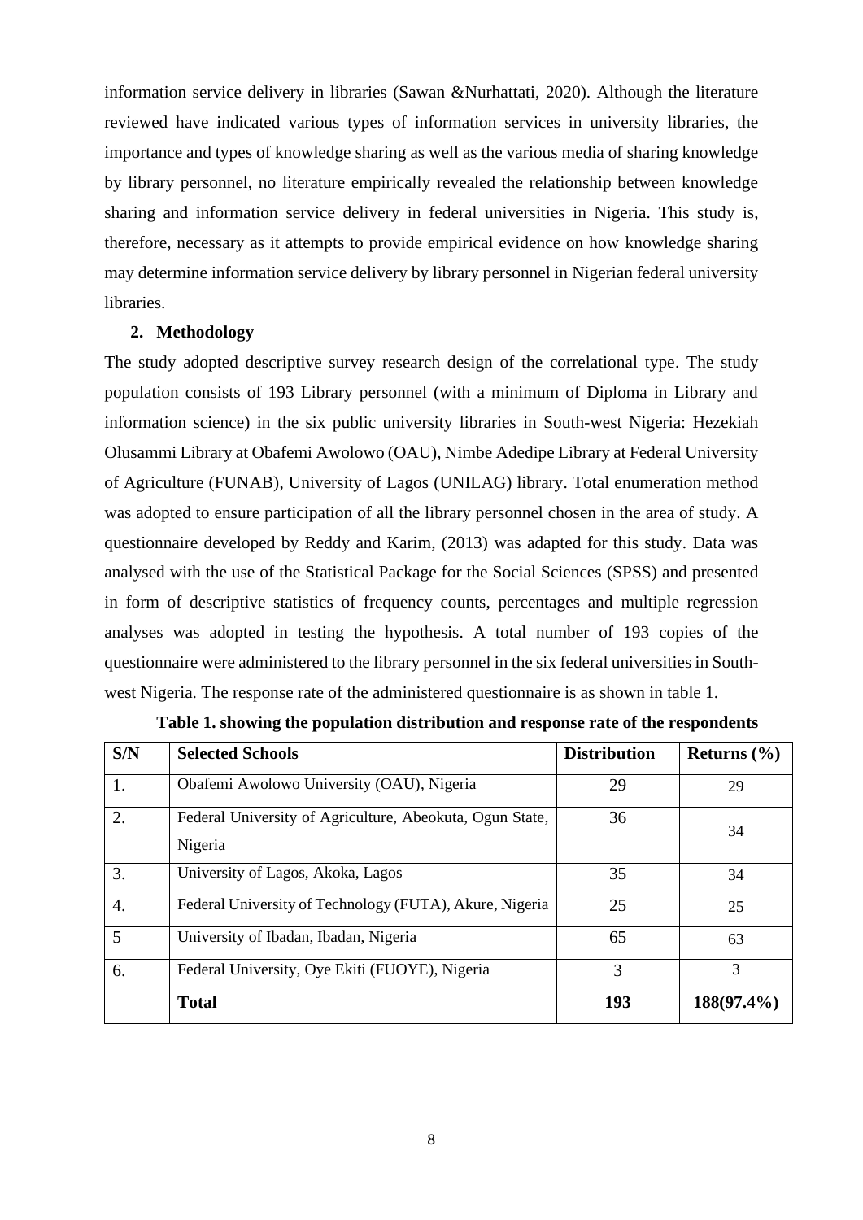information service delivery in libraries (Sawan &Nurhattati, 2020). Although the literature reviewed have indicated various types of information services in university libraries, the importance and types of knowledge sharing as well as the various media of sharing knowledge by library personnel, no literature empirically revealed the relationship between knowledge sharing and information service delivery in federal universities in Nigeria. This study is, therefore, necessary as it attempts to provide empirical evidence on how knowledge sharing may determine information service delivery by library personnel in Nigerian federal university libraries.

## 2. Methodology

The study adopted descriptive survey research design of the correlational type. The study population consists of 193 Library personnel (with a minimum of Diploma in Library and information science) in the six public university libraries in South-west Nigeria: Hezekiah Olusammi Library at Obafemi Awolowo (OAU), Nimbe Adedipe Library at Federal University of Agriculture (FUNAB), University of Lagos (UNILAG) library. Total enumeration method was adopted to ensure participation of all the library personnel chosen in the area of study. A questionnaire developed by Reddy and Karim, (2013) was adapted for this study. Data was analysed with the use of the Statistical Package for the Social Sciences (SPSS) and presented in form of descriptive statistics of frequency counts, percentages and multiple regression analyses was adopted in testing the hypothesis. A total number of 193 copies of the questionnaire were administered to the library personnel in the six federal universities in South-west Nigeria. The response rate of the administered questionnaire is as shown in table 1.

**Table 1. showing the population distribution and response rate of the respondents**

| S/N | Selected Schools | Distribution | Returns (%) |
|---|---|---|---|
| 1. | Obafemi Awolowo University (OAU), Nigeria | 29 | 29 |
| 2. | Federal University of Agriculture, Abeokuta, Ogun State, Nigeria | 36 | 34 |
| 3. | University of Lagos, Akoka, Lagos | 35 | 34 |
| 4. | Federal University of Technology (FUTA), Akure, Nigeria | 25 | 25 |
| 5 | University of Ibadan, Ibadan, Nigeria | 65 | 63 |
| 6. | Federal University, Oye Ekiti (FUOYE), Nigeria | 3 | 3 |
| | **Total** | **193** | **188(97.4%)** |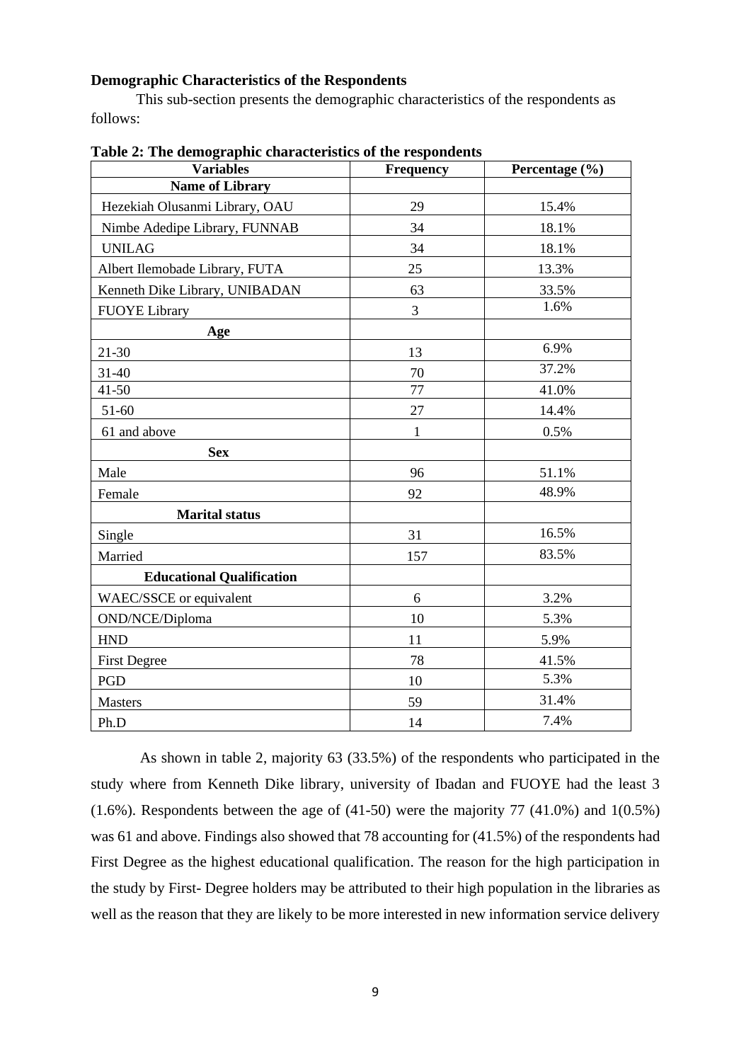**Demographic Characteristics of the Respondents**

This sub-section presents the demographic characteristics of the respondents as follows:

**Table 2: The demographic characteristics of the respondents**

| Variables | Frequency | Percentage (%) |
|---|---|---|
| **Name of Library** | | |
| Hezekiah Olusanmi Library, OAU | 29 | 15.4% |
| Nimbe Adedipe Library, FUNNAB | 34 | 18.1% |
| UNILAG | 34 | 18.1% |
| Albert Ilemobade Library, FUTA | 25 | 13.3% |
| Kenneth Dike Library, UNIBADAN | 63 | 33.5% |
| FUOYE Library | 3 | 1.6% |
| **Age** | | |
| 21-30 | 13 | 6.9% |
| 31-40 | 70 | 37.2% |
| 41-50 | 77 | 41.0% |
| 51-60 | 27 | 14.4% |
| 61 and above | 1 | 0.5% |
| **Sex** | | |
| Male | 96 | 51.1% |
| Female | 92 | 48.9% |
| **Marital status** | | |
| Single | 31 | 16.5% |
| Married | 157 | 83.5% |
| **Educational Qualification** | | |
| WAEC/SSCE or equivalent | 6 | 3.2% |
| OND/NCE/Diploma | 10 | 5.3% |
| HND | 11 | 5.9% |
| First Degree | 78 | 41.5% |
| PGD | 10 | 5.3% |
| Masters | 59 | 31.4% |
| Ph.D | 14 | 7.4% |

As shown in table 2, majority 63 (33.5%) of the respondents who participated in the study where from Kenneth Dike library, university of Ibadan and FUOYE had the least 3 (1.6%). Respondents between the age of (41-50) were the majority 77 (41.0%) and 1(0.5%) was 61 and above. Findings also showed that 78 accounting for (41.5%) of the respondents had First Degree as the highest educational qualification. The reason for the high participation in the study by First- Degree holders may be attributed to their high population in the libraries as well as the reason that they are likely to be more interested in new information service delivery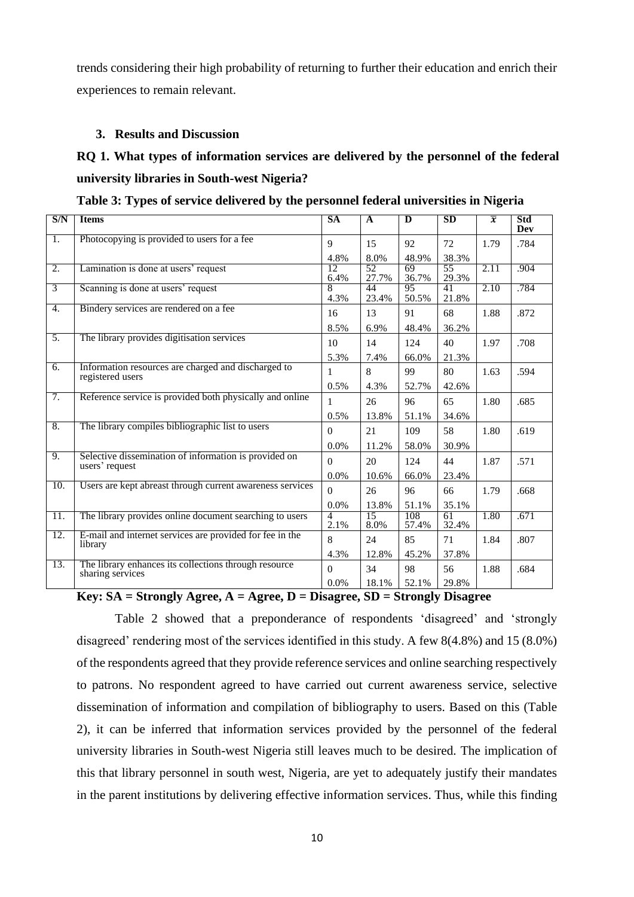trends considering their high probability of returning to further their education and enrich their experiences to remain relevant.

## 3. Results and Discussion

**RQ 1. What types of information services are delivered by the personnel of the federal university libraries in South-west Nigeria?**

**Table 3: Types of service delivered by the personnel federal universities in Nigeria**

| S/N | Items | SA | A | D | SD | $\bar{x}$ | Std Dev |
|---|---|---|---|---|---|---|---|
| 1. | Photocopying is provided to users for a fee | 9<br>4.8% | 15<br>8.0% | 92<br>48.9% | 72<br>38.3% | 1.79 | .784 |
| 2. | Lamination is done at users' request | 12<br>6.4% | 52<br>27.7% | 69<br>36.7% | 55<br>29.3% | 2.11 | .904 |
| 3 | Scanning is done at users' request | 8<br>4.3% | 44<br>23.4% | 95<br>50.5% | 41<br>21.8% | 2.10 | .784 |
| 4. | Bindery services are rendered on a fee | 16<br>8.5% | 13<br>6.9% | 91<br>48.4% | 68<br>36.2% | 1.88 | .872 |
| 5. | The library provides digitisation services | 10<br>5.3% | 14<br>7.4% | 124<br>66.0% | 40<br>21.3% | 1.97 | .708 |
| 6. | Information resources are charged and discharged to registered users | 1<br>0.5% | 8<br>4.3% | 99<br>52.7% | 80<br>42.6% | 1.63 | .594 |
| 7. | Reference service is provided both physically and online | 1<br>0.5% | 26<br>13.8% | 96<br>51.1% | 65<br>34.6% | 1.80 | .685 |
| 8. | The library compiles bibliographic list to users | 0<br>0.0% | 21<br>11.2% | 109<br>58.0% | 58<br>30.9% | 1.80 | .619 |
| 9. | Selective dissemination of information is provided on users' request | 0<br>0.0% | 20<br>10.6% | 124<br>66.0% | 44<br>23.4% | 1.87 | .571 |
| 10. | Users are kept abreast through current awareness services | 0<br>0.0% | 26<br>13.8% | 96<br>51.1% | 66<br>35.1% | 1.79 | .668 |
| 11. | The library provides online document searching to users | 4<br>2.1% | 15<br>8.0% | 108<br>57.4% | 61<br>32.4% | 1.80 | .671 |
| 12. | E-mail and internet services are provided for fee in the library | 8<br>4.3% | 24<br>12.8% | 85<br>45.2% | 71<br>37.8% | 1.84 | .807 |
| 13. | The library enhances its collections through resource sharing services | 0<br>0.0% | 34<br>18.1% | 98<br>52.1% | 56<br>29.8% | 1.88 | .684 |

**Key: SA = Strongly Agree, A = Agree, D = Disagree, SD = Strongly Disagree**

Table 2 showed that a preponderance of respondents 'disagreed' and 'strongly disagreed' rendering most of the services identified in this study. A few 8(4.8%) and 15 (8.0%) of the respondents agreed that they provide reference services and online searching respectively to patrons. No respondent agreed to have carried out current awareness service, selective dissemination of information and compilation of bibliography to users. Based on this (Table 2), it can be inferred that information services provided by the personnel of the federal university libraries in South-west Nigeria still leaves much to be desired. The implication of this that library personnel in south west, Nigeria, are yet to adequately justify their mandates in the parent institutions by delivering effective information services. Thus, while this finding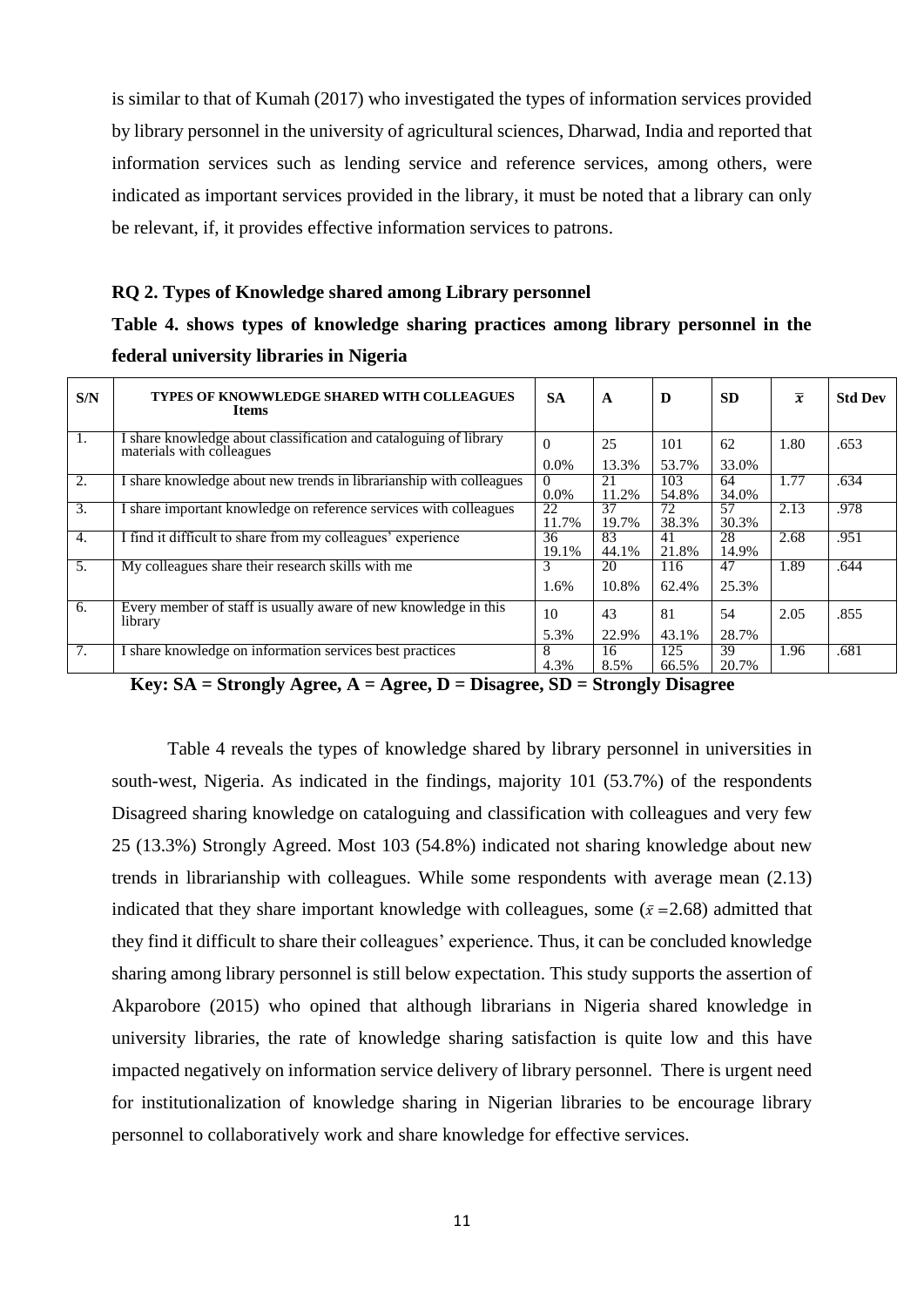is similar to that of Kumah (2017) who investigated the types of information services provided by library personnel in the university of agricultural sciences, Dharwad, India and reported that information services such as lending service and reference services, among others, were indicated as important services provided in the library, it must be noted that a library can only be relevant, if, it provides effective information services to patrons.

**RQ 2. Types of Knowledge shared among Library personnel**

**Table 4. shows types of knowledge sharing practices among library personnel in the federal university libraries in Nigeria**

| S/N | TYPES OF KNOWWLEDGE SHARED WITH COLLEAGUES Items | SA | A | D | SD | $\bar{x}$ | Std Dev |
|---|---|---|---|---|---|---|---|
| 1. | I share knowledge about classification and cataloguing of library materials with colleagues | 0 0.0% | 25 13.3% | 101 53.7% | 62 33.0% | 1.80 | .653 |
| 2. | I share knowledge about new trends in librarianship with colleagues | 0 0.0% | 21 11.2% | 103 54.8% | 64 34.0% | 1.77 | .634 |
| 3. | I share important knowledge on reference services with colleagues | 22 11.7% | 37 19.7% | 72 38.3% | 57 30.3% | 2.13 | .978 |
| 4. | I find it difficult to share from my colleagues' experience | 36 19.1% | 83 44.1% | 41 21.8% | 28 14.9% | 2.68 | .951 |
| 5. | My colleagues share their research skills with me | 3 1.6% | 20 10.8% | 116 62.4% | 47 25.3% | 1.89 | .644 |
| 6. | Every member of staff is usually aware of new knowledge in this library | 10 5.3% | 43 22.9% | 81 43.1% | 54 28.7% | 2.05 | .855 |
| 7. | I share knowledge on information services best practices | 8 4.3% | 16 8.5% | 125 66.5% | 39 20.7% | 1.96 | .681 |

**Key: SA = Strongly Agree, A = Agree, D = Disagree, SD = Strongly Disagree**

Table 4 reveals the types of knowledge shared by library personnel in universities in south-west, Nigeria. As indicated in the findings, majority 101 (53.7%) of the respondents Disagreed sharing knowledge on cataloguing and classification with colleagues and very few 25 (13.3%) Strongly Agreed. Most 103 (54.8%) indicated not sharing knowledge about new trends in librarianship with colleagues. While some respondents with average mean (2.13) indicated that they share important knowledge with colleagues, some ($\bar{x}$ =2.68) admitted that they find it difficult to share their colleagues' experience. Thus, it can be concluded knowledge sharing among library personnel is still below expectation. This study supports the assertion of Akparobore (2015) who opined that although librarians in Nigeria shared knowledge in university libraries, the rate of knowledge sharing satisfaction is quite low and this have impacted negatively on information service delivery of library personnel. There is urgent need for institutionalization of knowledge sharing in Nigerian libraries to be encourage library personnel to collaboratively work and share knowledge for effective services.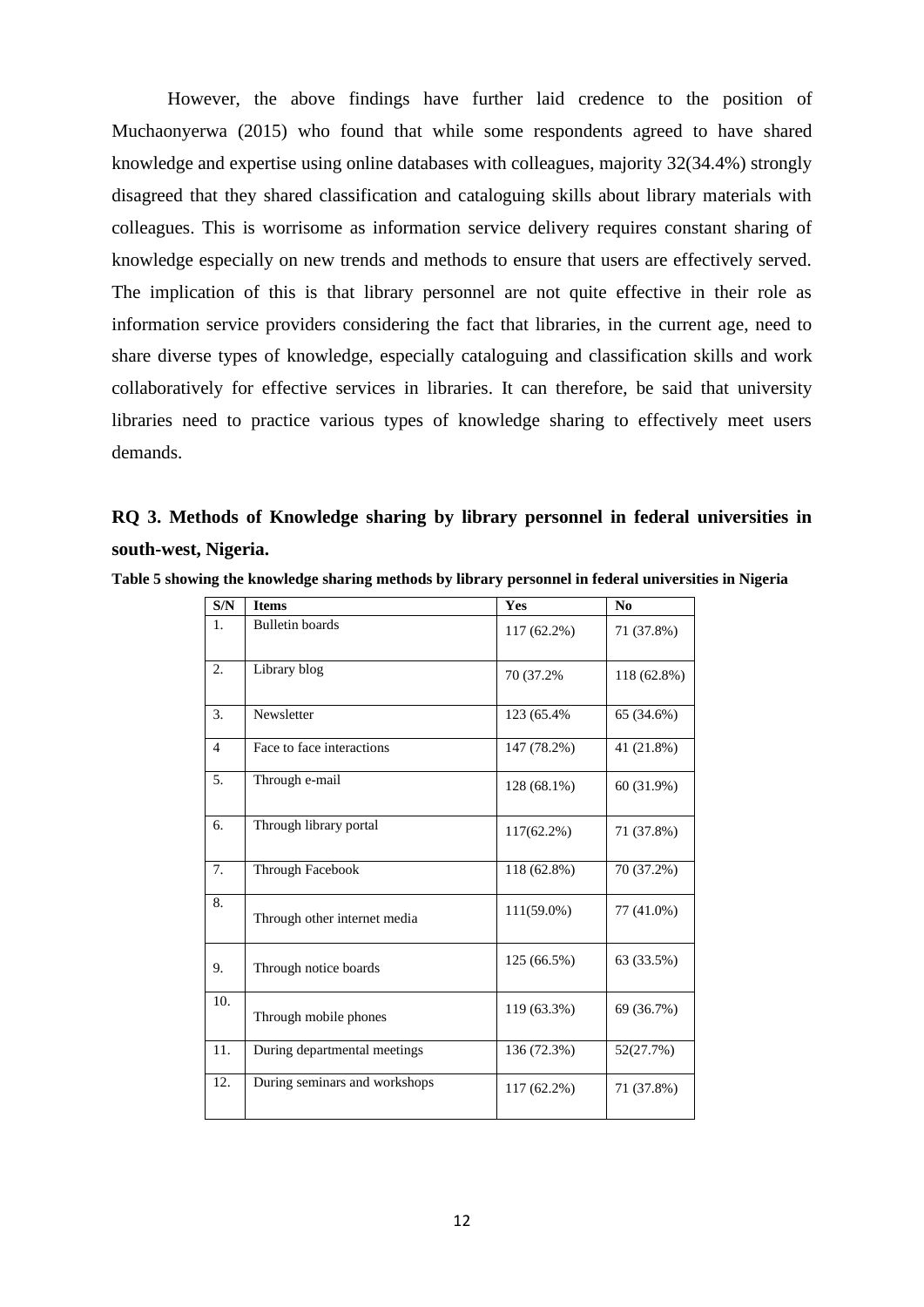However, the above findings have further laid credence to the position of Muchaonyerwa (2015) who found that while some respondents agreed to have shared knowledge and expertise using online databases with colleagues, majority 32(34.4%) strongly disagreed that they shared classification and cataloguing skills about library materials with colleagues. This is worrisome as information service delivery requires constant sharing of knowledge especially on new trends and methods to ensure that users are effectively served. The implication of this is that library personnel are not quite effective in their role as information service providers considering the fact that libraries, in the current age, need to share diverse types of knowledge, especially cataloguing and classification skills and work collaboratively for effective services in libraries. It can therefore, be said that university libraries need to practice various types of knowledge sharing to effectively meet users demands.

## RQ 3. Methods of Knowledge sharing by library personnel in federal universities in south-west, Nigeria.

**Table 5 showing the knowledge sharing methods by library personnel in federal universities in Nigeria**

| S/N | Items | Yes | No |
|---|---|---|---|
| 1. | Bulletin boards | 117 (62.2%) | 71 (37.8%) |
| 2. | Library blog | 70 (37.2% | 118 (62.8%) |
| 3. | Newsletter | 123 (65.4% | 65 (34.6%) |
| 4 | Face to face interactions | 147 (78.2%) | 41 (21.8%) |
| 5. | Through e-mail | 128 (68.1%) | 60 (31.9%) |
| 6. | Through library portal | 117(62.2%) | 71 (37.8%) |
| 7. | Through Facebook | 118 (62.8%) | 70 (37.2%) |
| 8. | Through other internet media | 111(59.0%) | 77 (41.0%) |
| 9. | Through notice boards | 125 (66.5%) | 63 (33.5%) |
| 10. | Through mobile phones | 119 (63.3%) | 69 (36.7%) |
| 11. | During departmental meetings | 136 (72.3%) | 52(27.7%) |
| 12. | During seminars and workshops | 117 (62.2%) | 71 (37.8%) |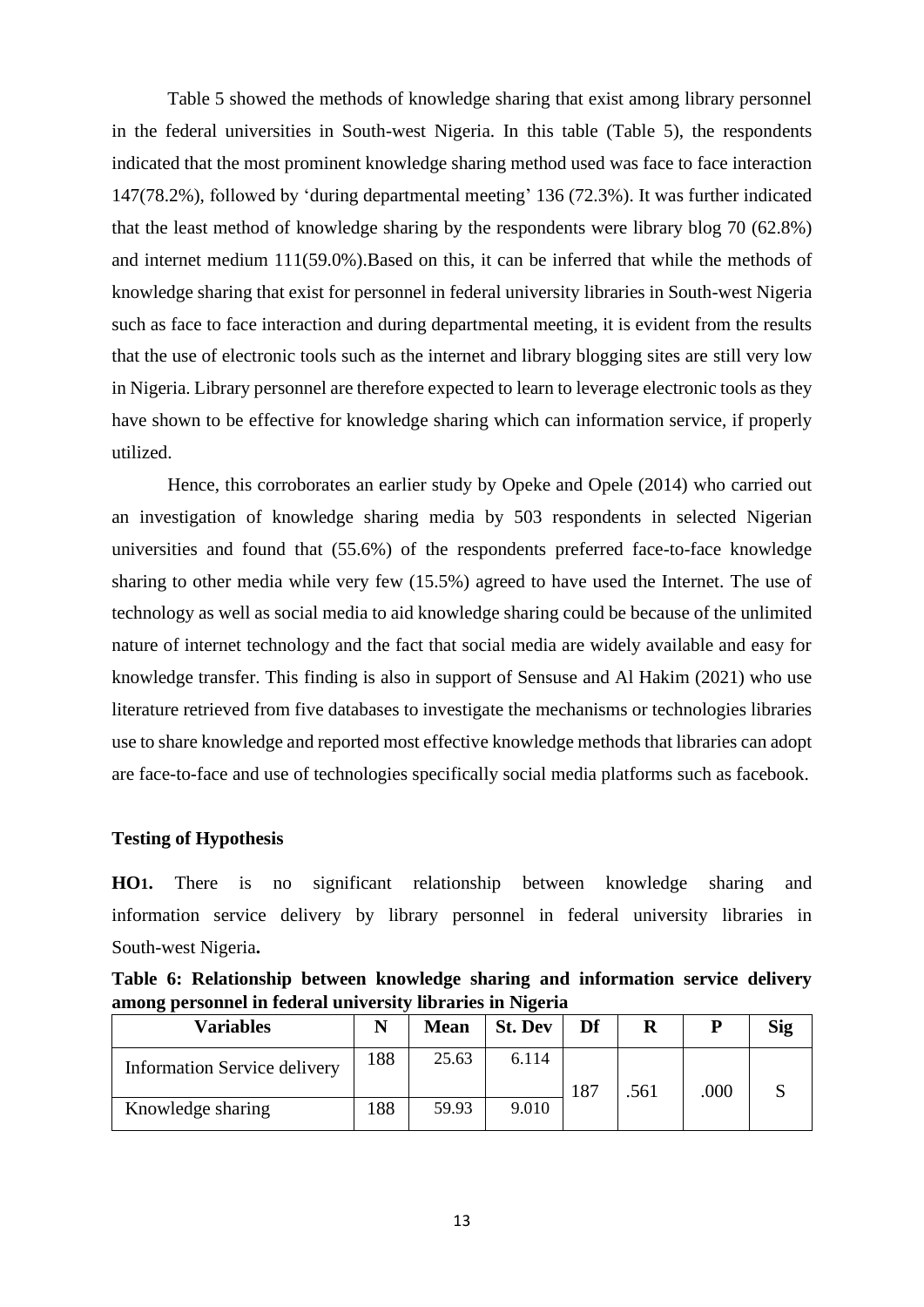Table 5 showed the methods of knowledge sharing that exist among library personnel in the federal universities in South-west Nigeria. In this table (Table 5), the respondents indicated that the most prominent knowledge sharing method used was face to face interaction 147(78.2%), followed by 'during departmental meeting' 136 (72.3%). It was further indicated that the least method of knowledge sharing by the respondents were library blog 70 (62.8%) and internet medium 111(59.0%).Based on this, it can be inferred that while the methods of knowledge sharing that exist for personnel in federal university libraries in South-west Nigeria such as face to face interaction and during departmental meeting, it is evident from the results that the use of electronic tools such as the internet and library blogging sites are still very low in Nigeria. Library personnel are therefore expected to learn to leverage electronic tools as they have shown to be effective for knowledge sharing which can information service, if properly utilized.

Hence, this corroborates an earlier study by Opeke and Opele (2014) who carried out an investigation of knowledge sharing media by 503 respondents in selected Nigerian universities and found that (55.6%) of the respondents preferred face-to-face knowledge sharing to other media while very few (15.5%) agreed to have used the Internet. The use of technology as well as social media to aid knowledge sharing could be because of the unlimited nature of internet technology and the fact that social media are widely available and easy for knowledge transfer. This finding is also in support of Sensuse and Al Hakim (2021) who use literature retrieved from five databases to investigate the mechanisms or technologies libraries use to share knowledge and reported most effective knowledge methods that libraries can adopt are face-to-face and use of technologies specifically social media platforms such as facebook.

**Testing of Hypothesis**

**HO1.** There is no significant relationship between knowledge sharing and information service delivery by library personnel in federal university libraries in South-west Nigeria**.**

**Table 6: Relationship between knowledge sharing and information service delivery among personnel in federal university libraries in Nigeria**

| Variables | N | Mean | St. Dev | Df | R | P | Sig |
|---|---|---|---|---|---|---|---|
| Information Service delivery | 188 | 25.63 | 6.114 | 187 | .561 | .000 | S |
| Knowledge sharing | 188 | 59.93 | 9.010 | | | | |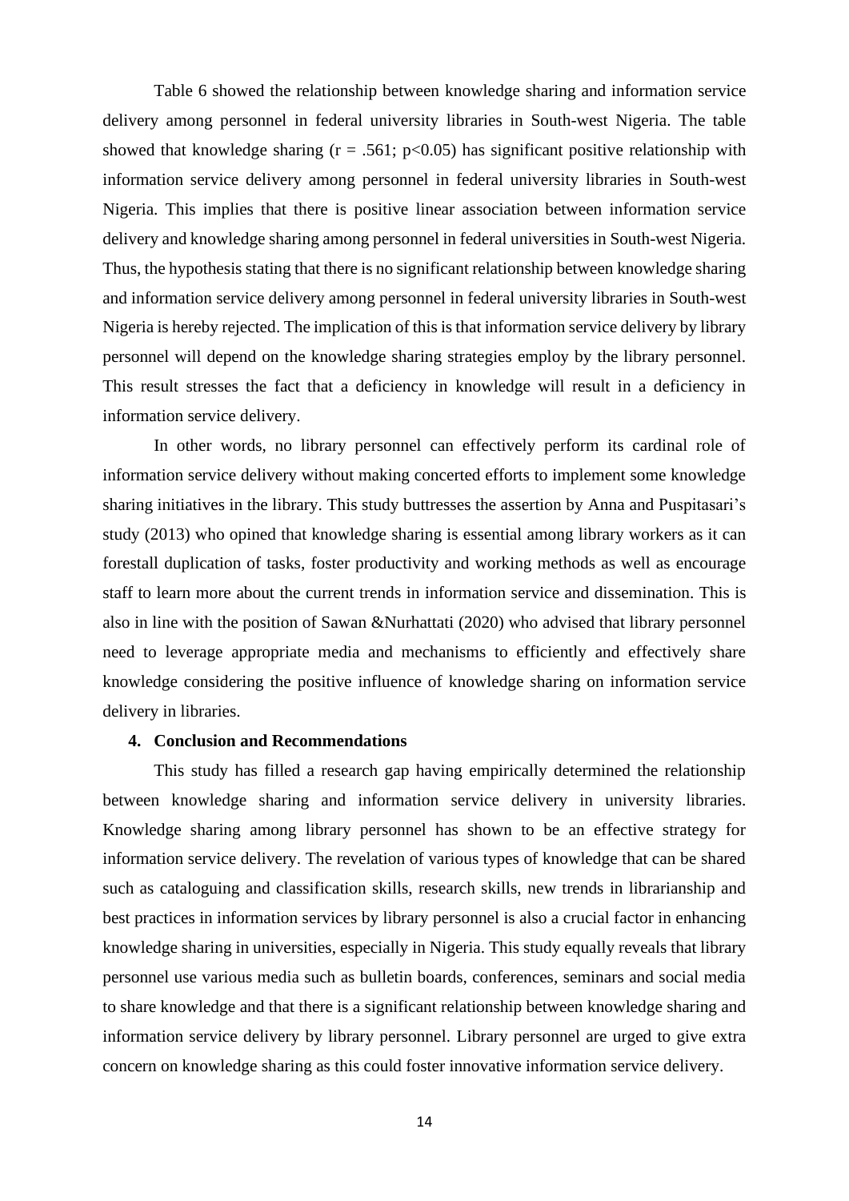Table 6 showed the relationship between knowledge sharing and information service delivery among personnel in federal university libraries in South-west Nigeria. The table showed that knowledge sharing ($r = .561$; $p<0.05$) has significant positive relationship with information service delivery among personnel in federal university libraries in South-west Nigeria. This implies that there is positive linear association between information service delivery and knowledge sharing among personnel in federal universities in South-west Nigeria. Thus, the hypothesis stating that there is no significant relationship between knowledge sharing and information service delivery among personnel in federal university libraries in South-west Nigeria is hereby rejected. The implication of this is that information service delivery by library personnel will depend on the knowledge sharing strategies employ by the library personnel. This result stresses the fact that a deficiency in knowledge will result in a deficiency in information service delivery.

In other words, no library personnel can effectively perform its cardinal role of information service delivery without making concerted efforts to implement some knowledge sharing initiatives in the library. This study buttresses the assertion by Anna and Puspitasari's study (2013) who opined that knowledge sharing is essential among library workers as it can forestall duplication of tasks, foster productivity and working methods as well as encourage staff to learn more about the current trends in information service and dissemination. This is also in line with the position of Sawan &Nurhattati (2020) who advised that library personnel need to leverage appropriate media and mechanisms to efficiently and effectively share knowledge considering the positive influence of knowledge sharing on information service delivery in libraries.

## 4. Conclusion and Recommendations

This study has filled a research gap having empirically determined the relationship between knowledge sharing and information service delivery in university libraries. Knowledge sharing among library personnel has shown to be an effective strategy for information service delivery. The revelation of various types of knowledge that can be shared such as cataloguing and classification skills, research skills, new trends in librarianship and best practices in information services by library personnel is also a crucial factor in enhancing knowledge sharing in universities, especially in Nigeria. This study equally reveals that library personnel use various media such as bulletin boards, conferences, seminars and social media to share knowledge and that there is a significant relationship between knowledge sharing and information service delivery by library personnel. Library personnel are urged to give extra concern on knowledge sharing as this could foster innovative information service delivery.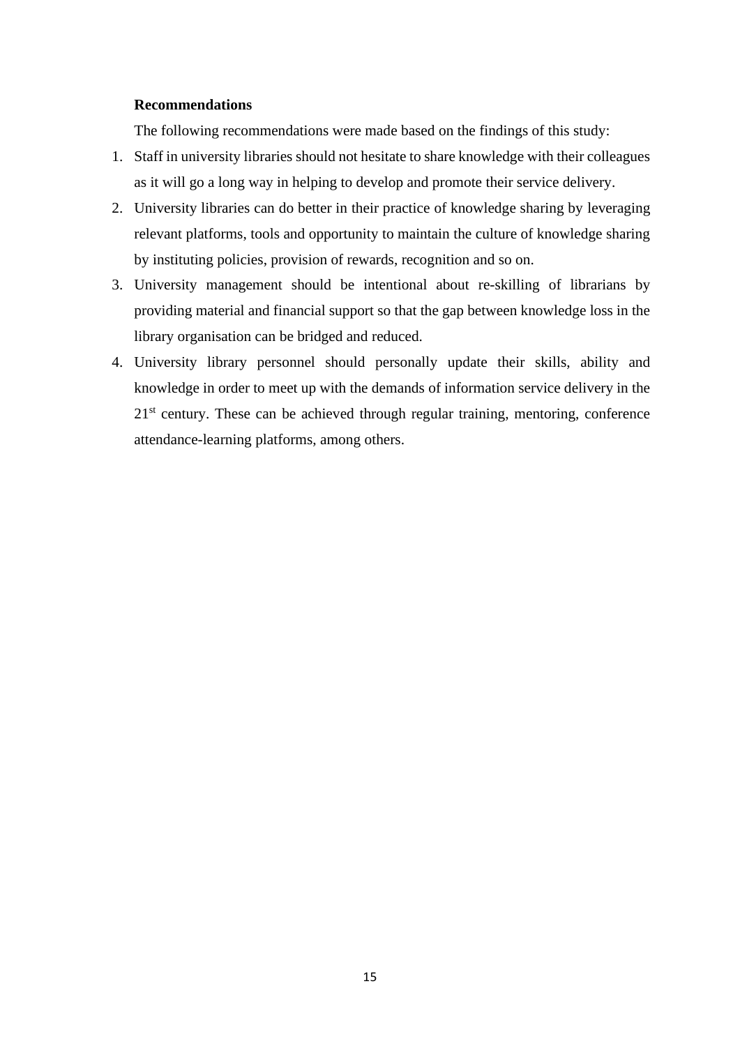**Recommendations**

The following recommendations were made based on the findings of this study:

1. Staff in university libraries should not hesitate to share knowledge with their colleagues as it will go a long way in helping to develop and promote their service delivery.
2. University libraries can do better in their practice of knowledge sharing by leveraging relevant platforms, tools and opportunity to maintain the culture of knowledge sharing by instituting policies, provision of rewards, recognition and so on.
3. University management should be intentional about re-skilling of librarians by providing material and financial support so that the gap between knowledge loss in the library organisation can be bridged and reduced.
4. University library personnel should personally update their skills, ability and knowledge in order to meet up with the demands of information service delivery in the 21st century. These can be achieved through regular training, mentoring, conference attendance-learning platforms, among others.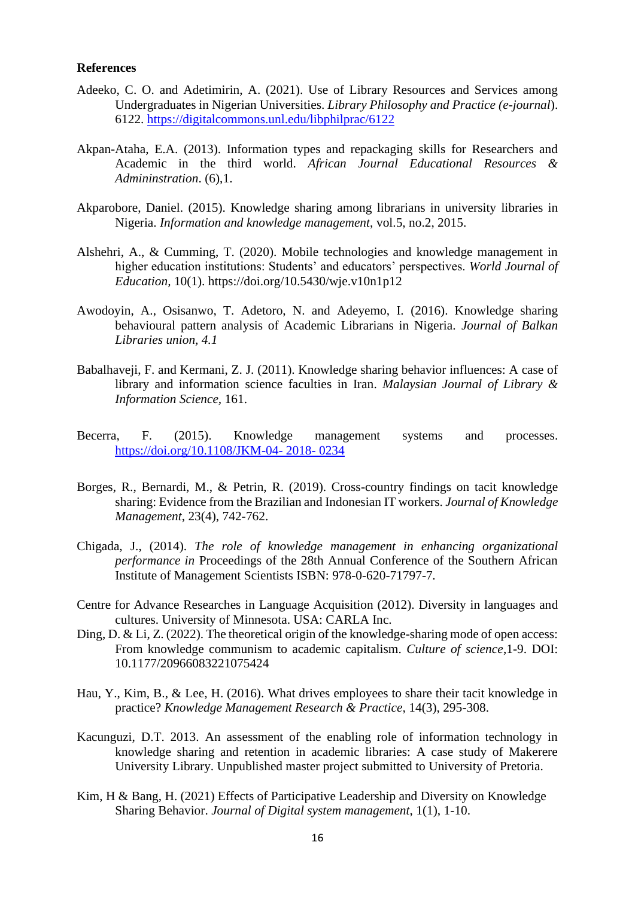**References**

Adeeko, C. O. and Adetimirin, A. (2021). Use of Library Resources and Services among Undergraduates in Nigerian Universities. *Library Philosophy and Practice (e-journal*). 6122. https://digitalcommons.unl.edu/libphilprac/6122

Akpan-Ataha, E.A. (2013). Information types and repackaging skills for Researchers and Academic in the third world. *African Journal Educational Resources & Admininstration*. (6),1.

Akparobore, Daniel. (2015). Knowledge sharing among librarians in university libraries in Nigeria. *Information and knowledge management*, vol.5, no.2, 2015.

Alshehri, A., & Cumming, T. (2020). Mobile technologies and knowledge management in higher education institutions: Students' and educators' perspectives. *World Journal of Education*, 10(1). https://doi.org/10.5430/wje.v10n1p12

Awodoyin, A., Osisanwo, T. Adetoro, N. and Adeyemo, I. (2016). Knowledge sharing behavioural pattern analysis of Academic Librarians in Nigeria. *Journal of Balkan Libraries union, 4.1*

Babalhaveji, F. and Kermani, Z. J. (2011). Knowledge sharing behavior influences: A case of library and information science faculties in Iran. *Malaysian Journal of Library & Information Science*, 161.

Becerra, F. (2015). Knowledge management systems and processes. https://doi.org/10.1108/JKM-04- 2018- 0234

Borges, R., Bernardi, M., & Petrin, R. (2019). Cross-country findings on tacit knowledge sharing: Evidence from the Brazilian and Indonesian IT workers. *Journal of Knowledge Management*, 23(4), 742-762.

Chigada, J., (2014). *The role of knowledge management in enhancing organizational performance in* Proceedings of the 28th Annual Conference of the Southern African Institute of Management Scientists ISBN: 978-0-620-71797-7.

Centre for Advance Researches in Language Acquisition (2012). Diversity in languages and cultures. University of Minnesota. USA: CARLA Inc.

Ding, D. & Li, Z. (2022). The theoretical origin of the knowledge-sharing mode of open access: From knowledge communism to academic capitalism. *Culture of science*,1-9. DOI: 10.1177/20966083221075424

Hau, Y., Kim, B., & Lee, H. (2016). What drives employees to share their tacit knowledge in practice? *Knowledge Management Research & Practice*, 14(3), 295-308.

Kacunguzi, D.T. 2013. An assessment of the enabling role of information technology in knowledge sharing and retention in academic libraries: A case study of Makerere University Library. Unpublished master project submitted to University of Pretoria.

Kim, H & Bang, H. (2021) Effects of Participative Leadership and Diversity on Knowledge Sharing Behavior. *Journal of Digital system management*, 1(1), 1-10.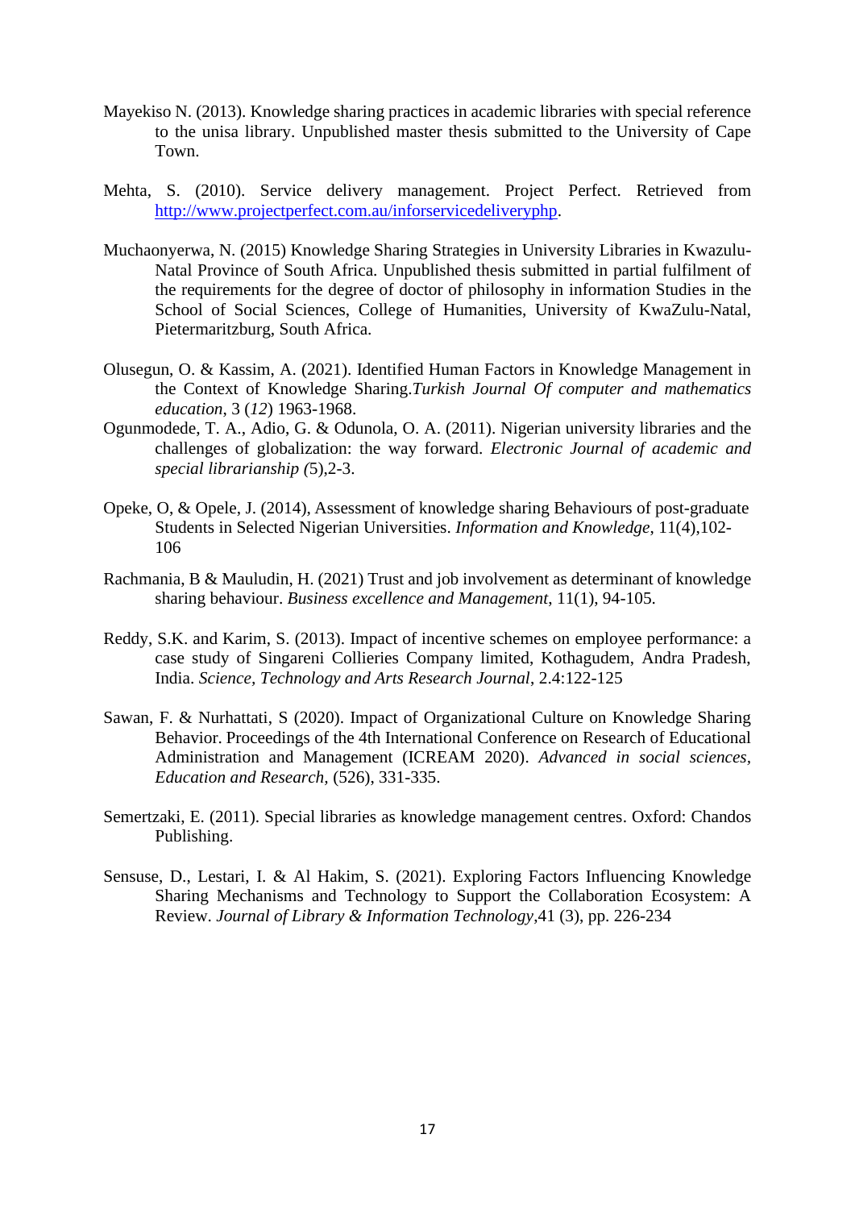Mayekiso N. (2013). Knowledge sharing practices in academic libraries with special reference to the unisa library. Unpublished master thesis submitted to the University of Cape Town.

Mehta, S. (2010). Service delivery management. Project Perfect. Retrieved from http://www.projectperfect.com.au/inforservicedeliveryphp.

Muchaonyerwa, N. (2015) Knowledge Sharing Strategies in University Libraries in Kwazulu-Natal Province of South Africa. Unpublished thesis submitted in partial fulfilment of the requirements for the degree of doctor of philosophy in information Studies in the School of Social Sciences, College of Humanities, University of KwaZulu-Natal, Pietermaritzburg, South Africa.

Olusegun, O. & Kassim, A. (2021). Identified Human Factors in Knowledge Management in the Context of Knowledge Sharing.*Turkish Journal Of computer and mathematics education*, 3 (*12*) 1963-1968.

Ogunmodede, T. A., Adio, G. & Odunola, O. A. (2011). Nigerian university libraries and the challenges of globalization: the way forward. *Electronic Journal of academic and special librarianship (*5),2-3.

Opeke, O, & Opele, J. (2014), Assessment of knowledge sharing Behaviours of post-graduate Students in Selected Nigerian Universities. *Information and Knowledge*, 11(4),102-106

Rachmania, B & Mauludin, H. (2021) Trust and job involvement as determinant of knowledge sharing behaviour. *Business excellence and Management*, 11(1), 94-105.

Reddy, S.K. and Karim, S. (2013). Impact of incentive schemes on employee performance: a case study of Singareni Collieries Company limited, Kothagudem, Andra Pradesh, India. *Science, Technology and Arts Research Journal*, 2.4:122-125

Sawan, F. & Nurhattati, S (2020). Impact of Organizational Culture on Knowledge Sharing Behavior. Proceedings of the 4th International Conference on Research of Educational Administration and Management (ICREAM 2020). *Advanced in social sciences, Education and Research,* (526), 331-335.

Semertzaki, E. (2011). Special libraries as knowledge management centres. Oxford: Chandos Publishing.

Sensuse, D., Lestari, I. & Al Hakim, S. (2021). Exploring Factors Influencing Knowledge Sharing Mechanisms and Technology to Support the Collaboration Ecosystem: A Review. *Journal of Library & Information Technology*,41 (3), pp. 226-234